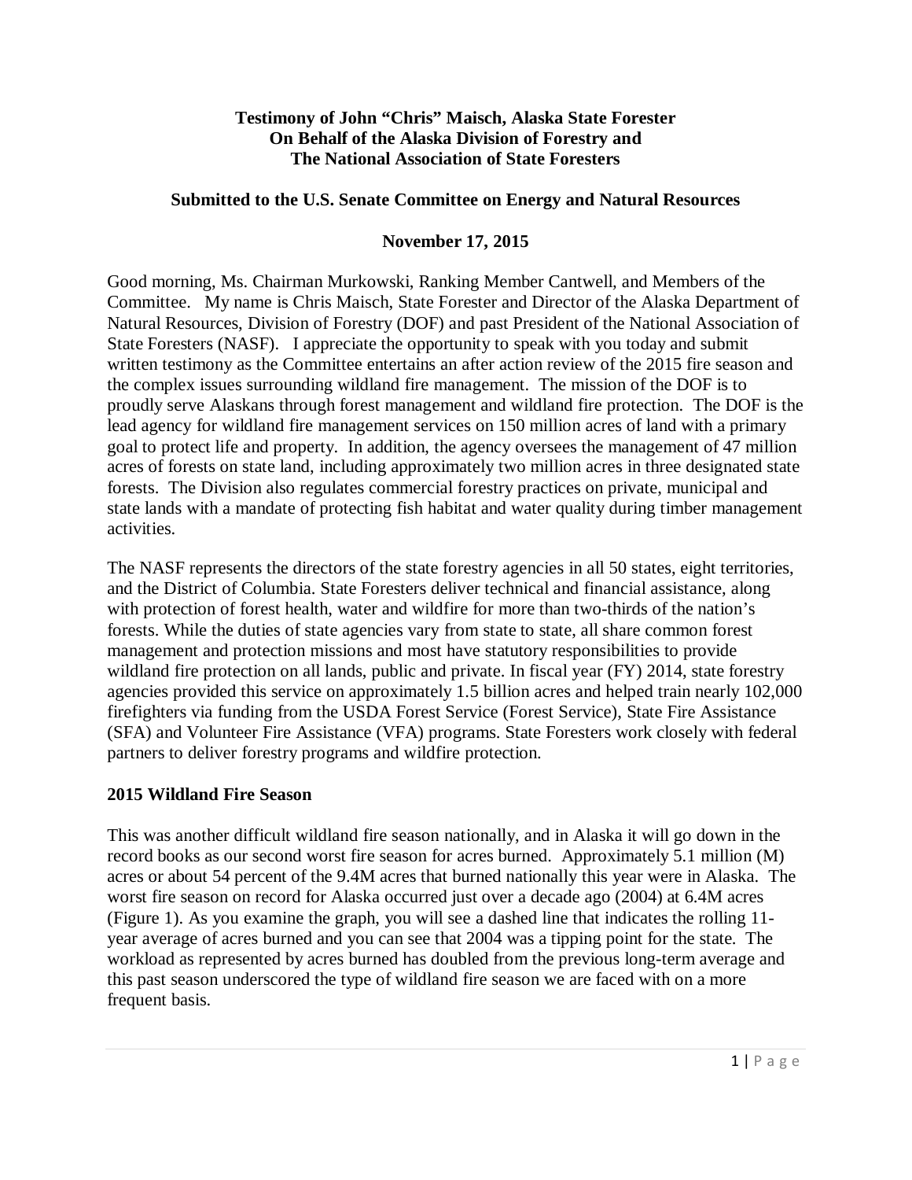**Testimony of John "Chris" Maisch, Alaska State Forester**
**On Behalf of the Alaska Division of Forestry and**
**The National Association of State Foresters**

**Submitted to the U.S. Senate Committee on Energy and Natural Resources**

**November 17, 2015**

Good morning, Ms. Chairman Murkowski, Ranking Member Cantwell, and Members of the Committee. My name is Chris Maisch, State Forester and Director of the Alaska Department of Natural Resources, Division of Forestry (DOF) and past President of the National Association of State Foresters (NASF). I appreciate the opportunity to speak with you today and submit written testimony as the Committee entertains an after action review of the 2015 fire season and the complex issues surrounding wildland fire management. The mission of the DOF is to proudly serve Alaskans through forest management and wildland fire protection. The DOF is the lead agency for wildland fire management services on 150 million acres of land with a primary goal to protect life and property. In addition, the agency oversees the management of 47 million acres of forests on state land, including approximately two million acres in three designated state forests. The Division also regulates commercial forestry practices on private, municipal and state lands with a mandate of protecting fish habitat and water quality during timber management activities.

The NASF represents the directors of the state forestry agencies in all 50 states, eight territories, and the District of Columbia. State Foresters deliver technical and financial assistance, along with protection of forest health, water and wildfire for more than two-thirds of the nation's forests. While the duties of state agencies vary from state to state, all share common forest management and protection missions and most have statutory responsibilities to provide wildland fire protection on all lands, public and private. In fiscal year (FY) 2014, state forestry agencies provided this service on approximately 1.5 billion acres and helped train nearly 102,000 firefighters via funding from the USDA Forest Service (Forest Service), State Fire Assistance (SFA) and Volunteer Fire Assistance (VFA) programs. State Foresters work closely with federal partners to deliver forestry programs and wildfire protection.

## 2015 Wildland Fire Season

This was another difficult wildland fire season nationally, and in Alaska it will go down in the record books as our second worst fire season for acres burned. Approximately 5.1 million (M) acres or about 54 percent of the 9.4M acres that burned nationally this year were in Alaska. The worst fire season on record for Alaska occurred just over a decade ago (2004) at 6.4M acres (Figure 1). As you examine the graph, you will see a dashed line that indicates the rolling 11-year average of acres burned and you can see that 2004 was a tipping point for the state. The workload as represented by acres burned has doubled from the previous long-term average and this past season underscored the type of wildland fire season we are faced with on a more frequent basis.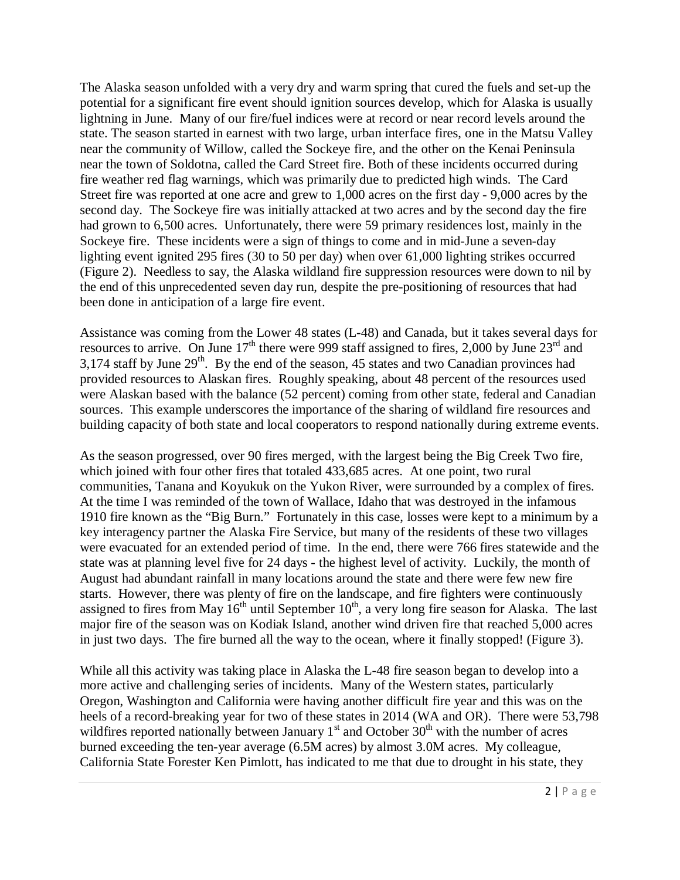The Alaska season unfolded with a very dry and warm spring that cured the fuels and set-up the potential for a significant fire event should ignition sources develop, which for Alaska is usually lightning in June. Many of our fire/fuel indices were at record or near record levels around the state. The season started in earnest with two large, urban interface fires, one in the Matsu Valley near the community of Willow, called the Sockeye fire, and the other on the Kenai Peninsula near the town of Soldotna, called the Card Street fire. Both of these incidents occurred during fire weather red flag warnings, which was primarily due to predicted high winds. The Card Street fire was reported at one acre and grew to 1,000 acres on the first day - 9,000 acres by the second day. The Sockeye fire was initially attacked at two acres and by the second day the fire had grown to 6,500 acres. Unfortunately, there were 59 primary residences lost, mainly in the Sockeye fire. These incidents were a sign of things to come and in mid-June a seven-day lighting event ignited 295 fires (30 to 50 per day) when over 61,000 lighting strikes occurred (Figure 2). Needless to say, the Alaska wildland fire suppression resources were down to nil by the end of this unprecedented seven day run, despite the pre-positioning of resources that had been done in anticipation of a large fire event.

Assistance was coming from the Lower 48 states (L-48) and Canada, but it takes several days for resources to arrive. On June 17th there were 999 staff assigned to fires, 2,000 by June 23rd and 3,174 staff by June 29th. By the end of the season, 45 states and two Canadian provinces had provided resources to Alaskan fires. Roughly speaking, about 48 percent of the resources used were Alaskan based with the balance (52 percent) coming from other state, federal and Canadian sources. This example underscores the importance of the sharing of wildland fire resources and building capacity of both state and local cooperators to respond nationally during extreme events.

As the season progressed, over 90 fires merged, with the largest being the Big Creek Two fire, which joined with four other fires that totaled 433,685 acres. At one point, two rural communities, Tanana and Koyukuk on the Yukon River, were surrounded by a complex of fires. At the time I was reminded of the town of Wallace, Idaho that was destroyed in the infamous 1910 fire known as the "Big Burn." Fortunately in this case, losses were kept to a minimum by a key interagency partner the Alaska Fire Service, but many of the residents of these two villages were evacuated for an extended period of time. In the end, there were 766 fires statewide and the state was at planning level five for 24 days - the highest level of activity. Luckily, the month of August had abundant rainfall in many locations around the state and there were few new fire starts. However, there was plenty of fire on the landscape, and fire fighters were continuously assigned to fires from May 16th until September 10th, a very long fire season for Alaska. The last major fire of the season was on Kodiak Island, another wind driven fire that reached 5,000 acres in just two days. The fire burned all the way to the ocean, where it finally stopped! (Figure 3).

While all this activity was taking place in Alaska the L-48 fire season began to develop into a more active and challenging series of incidents. Many of the Western states, particularly Oregon, Washington and California were having another difficult fire year and this was on the heels of a record-breaking year for two of these states in 2014 (WA and OR). There were 53,798 wildfires reported nationally between January 1st and October 30th with the number of acres burned exceeding the ten-year average (6.5M acres) by almost 3.0M acres. My colleague, California State Forester Ken Pimlott, has indicated to me that due to drought in his state, they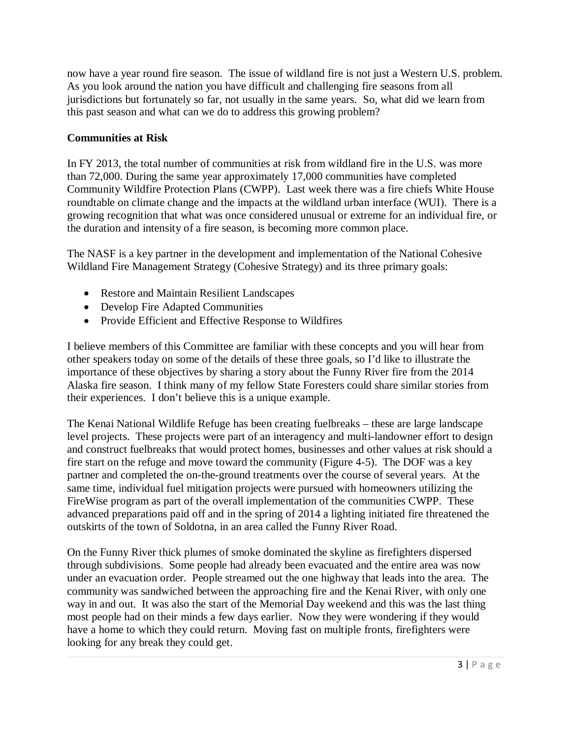now have a year round fire season. The issue of wildland fire is not just a Western U.S. problem. As you look around the nation you have difficult and challenging fire seasons from all jurisdictions but fortunately so far, not usually in the same years. So, what did we learn from this past season and what can we do to address this growing problem?

**Communities at Risk**

In FY 2013, the total number of communities at risk from wildland fire in the U.S. was more than 72,000. During the same year approximately 17,000 communities have completed Community Wildfire Protection Plans (CWPP). Last week there was a fire chiefs White House roundtable on climate change and the impacts at the wildland urban interface (WUI). There is a growing recognition that what was once considered unusual or extreme for an individual fire, or the duration and intensity of a fire season, is becoming more common place.

The NASF is a key partner in the development and implementation of the National Cohesive Wildland Fire Management Strategy (Cohesive Strategy) and its three primary goals:

- Restore and Maintain Resilient Landscapes
- Develop Fire Adapted Communities
- Provide Efficient and Effective Response to Wildfires

I believe members of this Committee are familiar with these concepts and you will hear from other speakers today on some of the details of these three goals, so I'd like to illustrate the importance of these objectives by sharing a story about the Funny River fire from the 2014 Alaska fire season. I think many of my fellow State Foresters could share similar stories from their experiences. I don't believe this is a unique example.

The Kenai National Wildlife Refuge has been creating fuelbreaks – these are large landscape level projects. These projects were part of an interagency and multi-landowner effort to design and construct fuelbreaks that would protect homes, businesses and other values at risk should a fire start on the refuge and move toward the community (Figure 4-5). The DOF was a key partner and completed the on-the-ground treatments over the course of several years. At the same time, individual fuel mitigation projects were pursued with homeowners utilizing the FireWise program as part of the overall implementation of the communities CWPP. These advanced preparations paid off and in the spring of 2014 a lighting initiated fire threatened the outskirts of the town of Soldotna, in an area called the Funny River Road.

On the Funny River thick plumes of smoke dominated the skyline as firefighters dispersed through subdivisions. Some people had already been evacuated and the entire area was now under an evacuation order. People streamed out the one highway that leads into the area. The community was sandwiched between the approaching fire and the Kenai River, with only one way in and out. It was also the start of the Memorial Day weekend and this was the last thing most people had on their minds a few days earlier. Now they were wondering if they would have a home to which they could return. Moving fast on multiple fronts, firefighters were looking for any break they could get.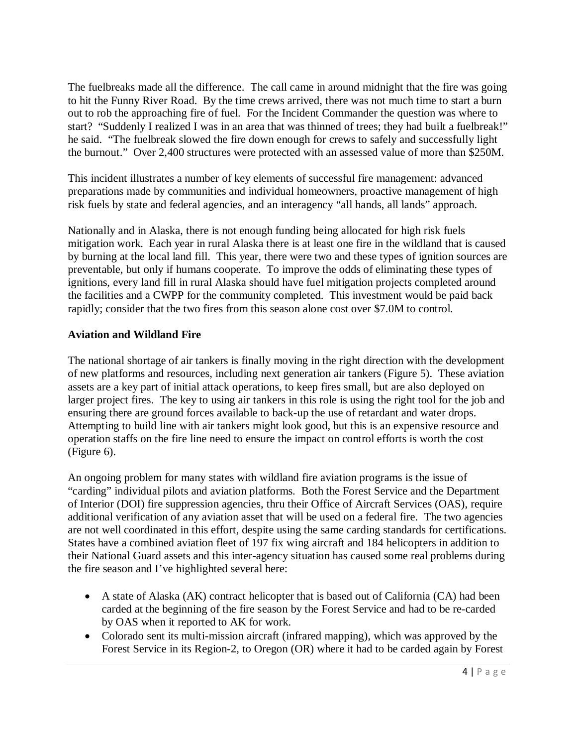The fuelbreaks made all the difference. The call came in around midnight that the fire was going to hit the Funny River Road. By the time crews arrived, there was not much time to start a burn out to rob the approaching fire of fuel. For the Incident Commander the question was where to start? "Suddenly I realized I was in an area that was thinned of trees; they had built a fuelbreak!" he said. "The fuelbreak slowed the fire down enough for crews to safely and successfully light the burnout." Over 2,400 structures were protected with an assessed value of more than $250M.

This incident illustrates a number of key elements of successful fire management: advanced preparations made by communities and individual homeowners, proactive management of high risk fuels by state and federal agencies, and an interagency "all hands, all lands" approach.

Nationally and in Alaska, there is not enough funding being allocated for high risk fuels mitigation work. Each year in rural Alaska there is at least one fire in the wildland that is caused by burning at the local land fill. This year, there were two and these types of ignition sources are preventable, but only if humans cooperate. To improve the odds of eliminating these types of ignitions, every land fill in rural Alaska should have fuel mitigation projects completed around the facilities and a CWPP for the community completed. This investment would be paid back rapidly; consider that the two fires from this season alone cost over $7.0M to control.

**Aviation and Wildland Fire**

The national shortage of air tankers is finally moving in the right direction with the development of new platforms and resources, including next generation air tankers (Figure 5). These aviation assets are a key part of initial attack operations, to keep fires small, but are also deployed on larger project fires. The key to using air tankers in this role is using the right tool for the job and ensuring there are ground forces available to back-up the use of retardant and water drops. Attempting to build line with air tankers might look good, but this is an expensive resource and operation staffs on the fire line need to ensure the impact on control efforts is worth the cost (Figure 6).

An ongoing problem for many states with wildland fire aviation programs is the issue of "carding" individual pilots and aviation platforms. Both the Forest Service and the Department of Interior (DOI) fire suppression agencies, thru their Office of Aircraft Services (OAS), require additional verification of any aviation asset that will be used on a federal fire. The two agencies are not well coordinated in this effort, despite using the same carding standards for certifications. States have a combined aviation fleet of 197 fix wing aircraft and 184 helicopters in addition to their National Guard assets and this inter-agency situation has caused some real problems during the fire season and I've highlighted several here:

- A state of Alaska (AK) contract helicopter that is based out of California (CA) had been carded at the beginning of the fire season by the Forest Service and had to be re-carded by OAS when it reported to AK for work.
- Colorado sent its multi-mission aircraft (infrared mapping), which was approved by the Forest Service in its Region-2, to Oregon (OR) where it had to be carded again by Forest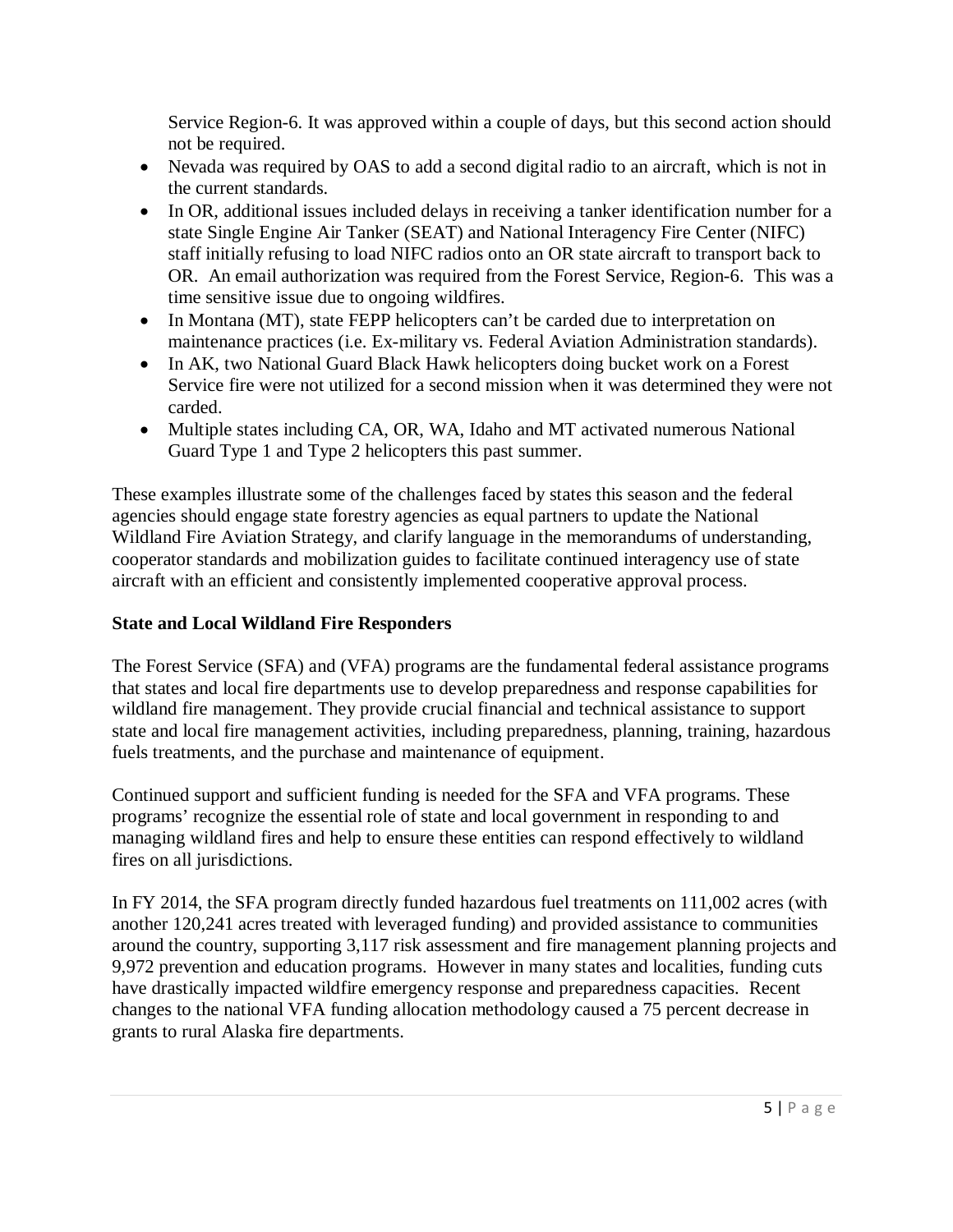Service Region-6. It was approved within a couple of days, but this second action should not be required.

- Nevada was required by OAS to add a second digital radio to an aircraft, which is not in the current standards.
- In OR, additional issues included delays in receiving a tanker identification number for a state Single Engine Air Tanker (SEAT) and National Interagency Fire Center (NIFC) staff initially refusing to load NIFC radios onto an OR state aircraft to transport back to OR. An email authorization was required from the Forest Service, Region-6. This was a time sensitive issue due to ongoing wildfires.
- In Montana (MT), state FEPP helicopters can't be carded due to interpretation on maintenance practices (i.e. Ex-military vs. Federal Aviation Administration standards).
- In AK, two National Guard Black Hawk helicopters doing bucket work on a Forest Service fire were not utilized for a second mission when it was determined they were not carded.
- Multiple states including CA, OR, WA, Idaho and MT activated numerous National Guard Type 1 and Type 2 helicopters this past summer.

These examples illustrate some of the challenges faced by states this season and the federal agencies should engage state forestry agencies as equal partners to update the National Wildland Fire Aviation Strategy, and clarify language in the memorandums of understanding, cooperator standards and mobilization guides to facilitate continued interagency use of state aircraft with an efficient and consistently implemented cooperative approval process.

**State and Local Wildland Fire Responders**

The Forest Service (SFA) and (VFA) programs are the fundamental federal assistance programs that states and local fire departments use to develop preparedness and response capabilities for wildland fire management. They provide crucial financial and technical assistance to support state and local fire management activities, including preparedness, planning, training, hazardous fuels treatments, and the purchase and maintenance of equipment.

Continued support and sufficient funding is needed for the SFA and VFA programs. These programs' recognize the essential role of state and local government in responding to and managing wildland fires and help to ensure these entities can respond effectively to wildland fires on all jurisdictions.

In FY 2014, the SFA program directly funded hazardous fuel treatments on 111,002 acres (with another 120,241 acres treated with leveraged funding) and provided assistance to communities around the country, supporting 3,117 risk assessment and fire management planning projects and 9,972 prevention and education programs. However in many states and localities, funding cuts have drastically impacted wildfire emergency response and preparedness capacities. Recent changes to the national VFA funding allocation methodology caused a 75 percent decrease in grants to rural Alaska fire departments.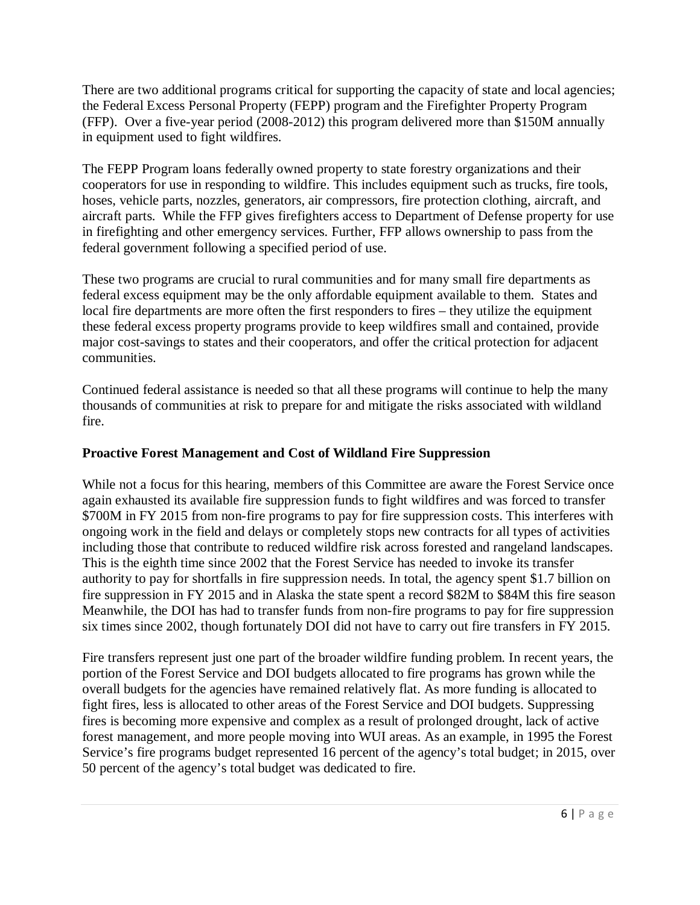There are two additional programs critical for supporting the capacity of state and local agencies; the Federal Excess Personal Property (FEPP) program and the Firefighter Property Program (FFP). Over a five-year period (2008-2012) this program delivered more than $150M annually in equipment used to fight wildfires.

The FEPP Program loans federally owned property to state forestry organizations and their cooperators for use in responding to wildfire. This includes equipment such as trucks, fire tools, hoses, vehicle parts, nozzles, generators, air compressors, fire protection clothing, aircraft, and aircraft parts. While the FFP gives firefighters access to Department of Defense property for use in firefighting and other emergency services. Further, FFP allows ownership to pass from the federal government following a specified period of use.

These two programs are crucial to rural communities and for many small fire departments as federal excess equipment may be the only affordable equipment available to them. States and local fire departments are more often the first responders to fires – they utilize the equipment these federal excess property programs provide to keep wildfires small and contained, provide major cost-savings to states and their cooperators, and offer the critical protection for adjacent communities.

Continued federal assistance is needed so that all these programs will continue to help the many thousands of communities at risk to prepare for and mitigate the risks associated with wildland fire.

**Proactive Forest Management and Cost of Wildland Fire Suppression**

While not a focus for this hearing, members of this Committee are aware the Forest Service once again exhausted its available fire suppression funds to fight wildfires and was forced to transfer $700M in FY 2015 from non-fire programs to pay for fire suppression costs. This interferes with ongoing work in the field and delays or completely stops new contracts for all types of activities including those that contribute to reduced wildfire risk across forested and rangeland landscapes. This is the eighth time since 2002 that the Forest Service has needed to invoke its transfer authority to pay for shortfalls in fire suppression needs. In total, the agency spent $1.7 billion on fire suppression in FY 2015 and in Alaska the state spent a record $82M to $84M this fire season Meanwhile, the DOI has had to transfer funds from non-fire programs to pay for fire suppression six times since 2002, though fortunately DOI did not have to carry out fire transfers in FY 2015.

Fire transfers represent just one part of the broader wildfire funding problem. In recent years, the portion of the Forest Service and DOI budgets allocated to fire programs has grown while the overall budgets for the agencies have remained relatively flat. As more funding is allocated to fight fires, less is allocated to other areas of the Forest Service and DOI budgets. Suppressing fires is becoming more expensive and complex as a result of prolonged drought, lack of active forest management, and more people moving into WUI areas. As an example, in 1995 the Forest Service's fire programs budget represented 16 percent of the agency's total budget; in 2015, over 50 percent of the agency's total budget was dedicated to fire.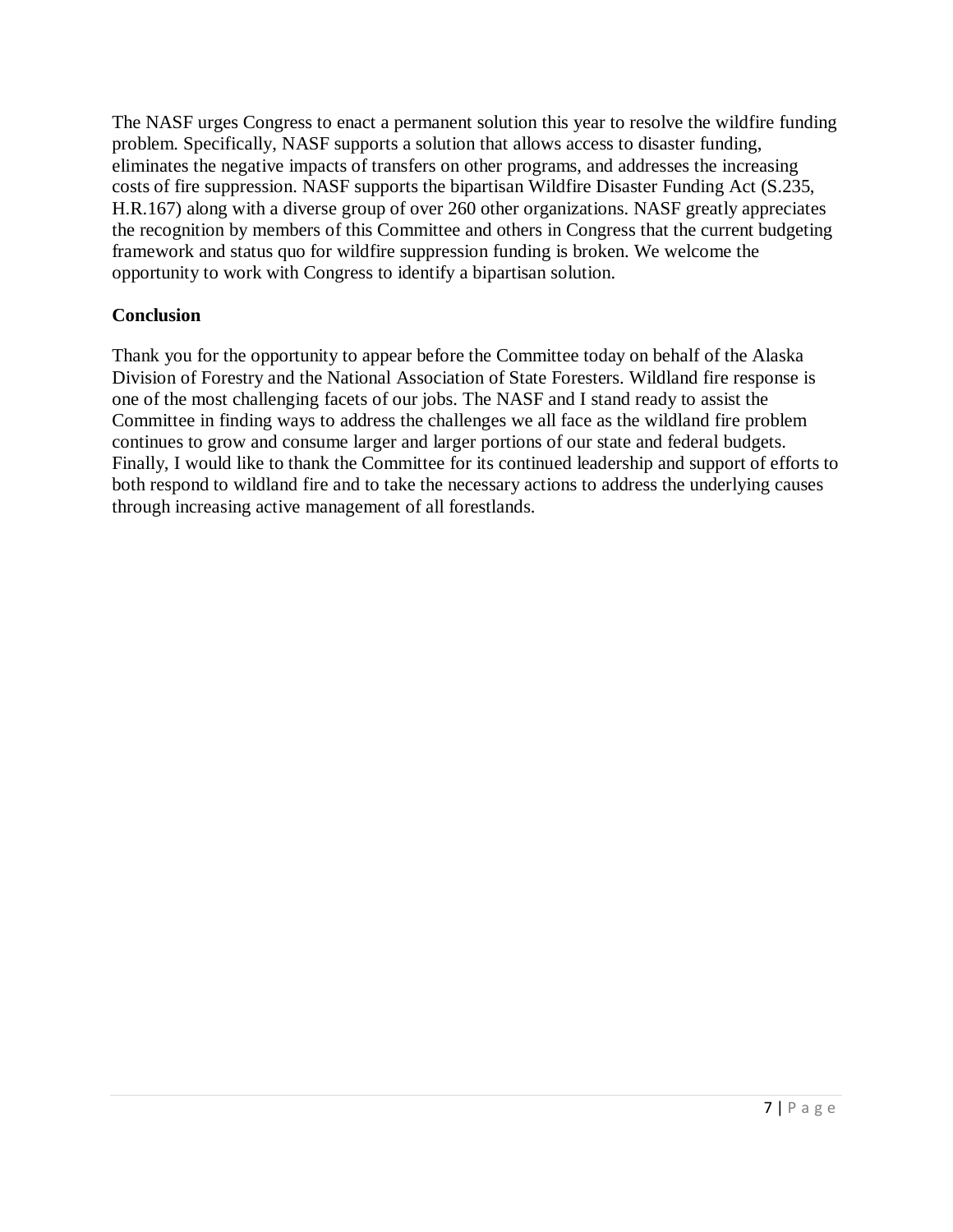The NASF urges Congress to enact a permanent solution this year to resolve the wildfire funding problem. Specifically, NASF supports a solution that allows access to disaster funding, eliminates the negative impacts of transfers on other programs, and addresses the increasing costs of fire suppression. NASF supports the bipartisan Wildfire Disaster Funding Act (S.235, H.R.167) along with a diverse group of over 260 other organizations. NASF greatly appreciates the recognition by members of this Committee and others in Congress that the current budgeting framework and status quo for wildfire suppression funding is broken. We welcome the opportunity to work with Congress to identify a bipartisan solution.

**Conclusion**

Thank you for the opportunity to appear before the Committee today on behalf of the Alaska Division of Forestry and the National Association of State Foresters. Wildland fire response is one of the most challenging facets of our jobs. The NASF and I stand ready to assist the Committee in finding ways to address the challenges we all face as the wildland fire problem continues to grow and consume larger and larger portions of our state and federal budgets. Finally, I would like to thank the Committee for its continued leadership and support of efforts to both respond to wildland fire and to take the necessary actions to address the underlying causes through increasing active management of all forestlands.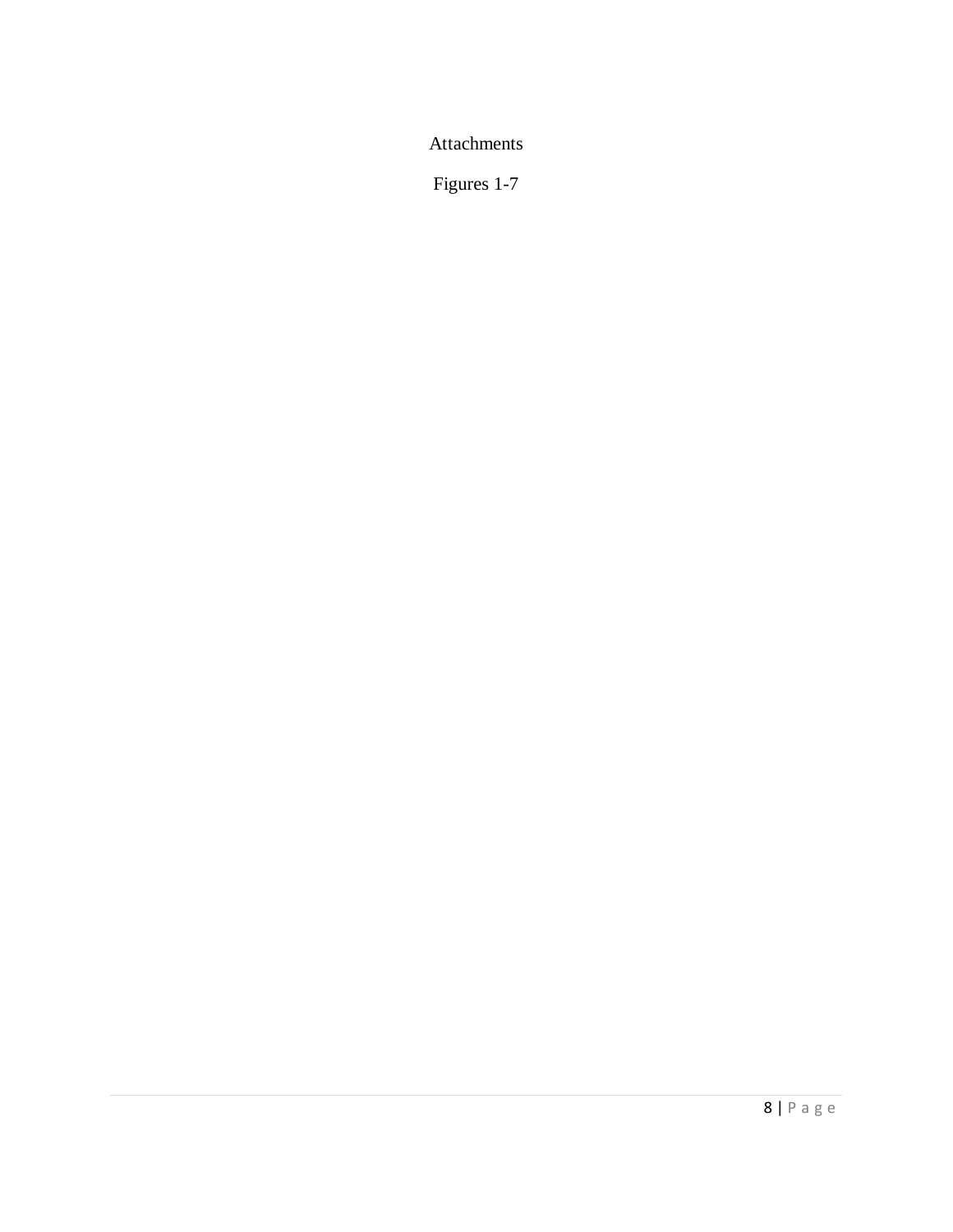# Attachments

## Figures 1-7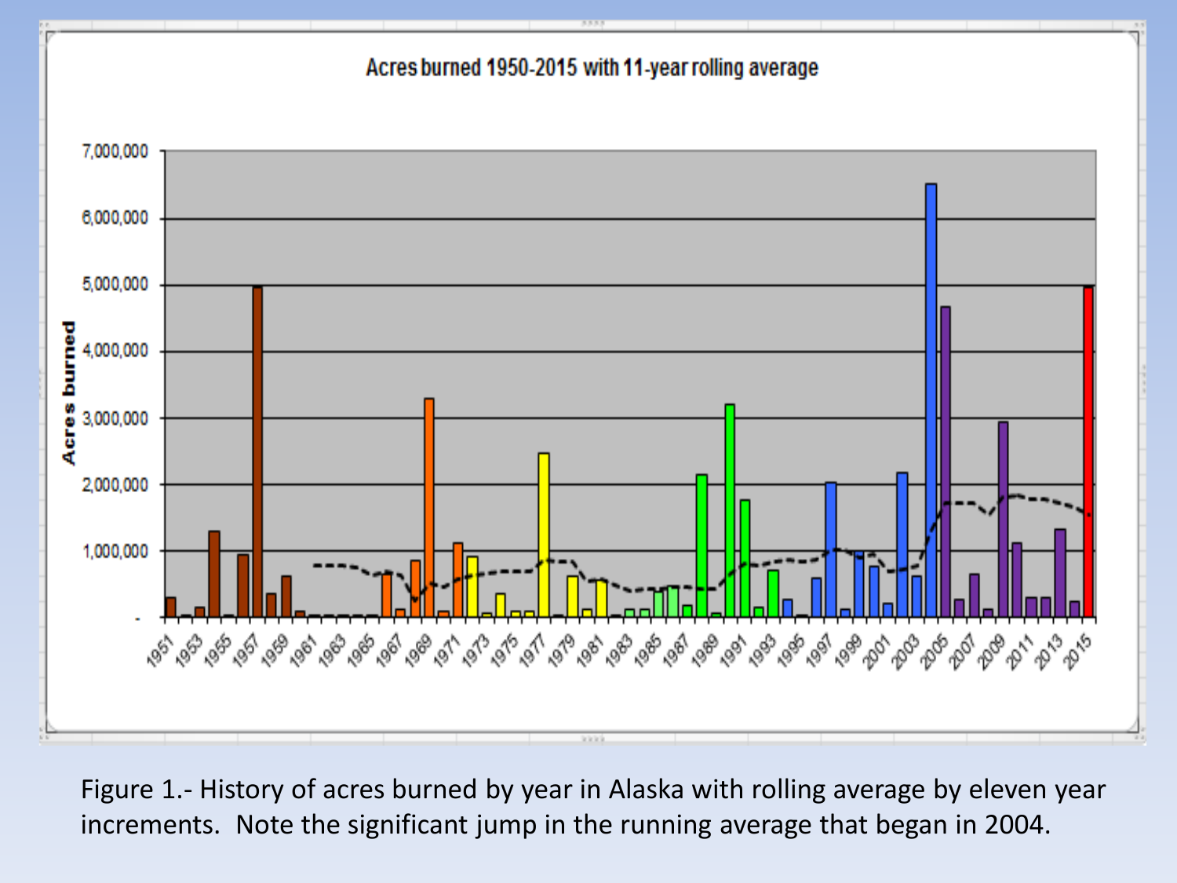Acres burned 1950-2015 with 11-year rolling average

Figure 1.- History of acres burned by year in Alaska with rolling average by eleven year increments. Note the significant jump in the running average that began in 2004.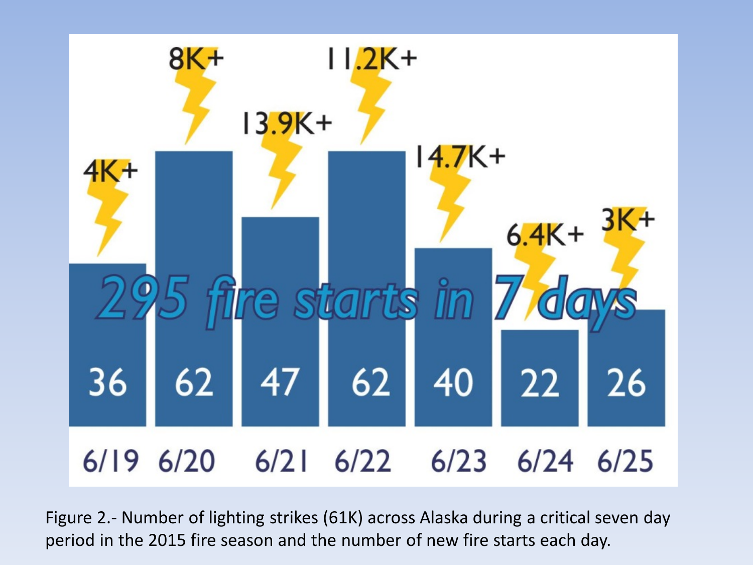**295 fire starts in 7 days**

| Date | Lightning strikes | Fire starts |
|---|---|---|
| 6/19 | 4K+ | 36 |
| 6/20 | 8K+ | 62 |
| 6/21 | 13.9K+ | 47 |
| 6/22 | 11.2K+ | 62 |
| 6/23 | 14.7K+ | 40 |
| 6/24 | 6.4K+ | 22 |
| 6/25 | 3K+ | 26 |

Figure 2.- Number of lighting strikes (61K) across Alaska during a critical seven day period in the 2015 fire season and the number of new fire starts each day.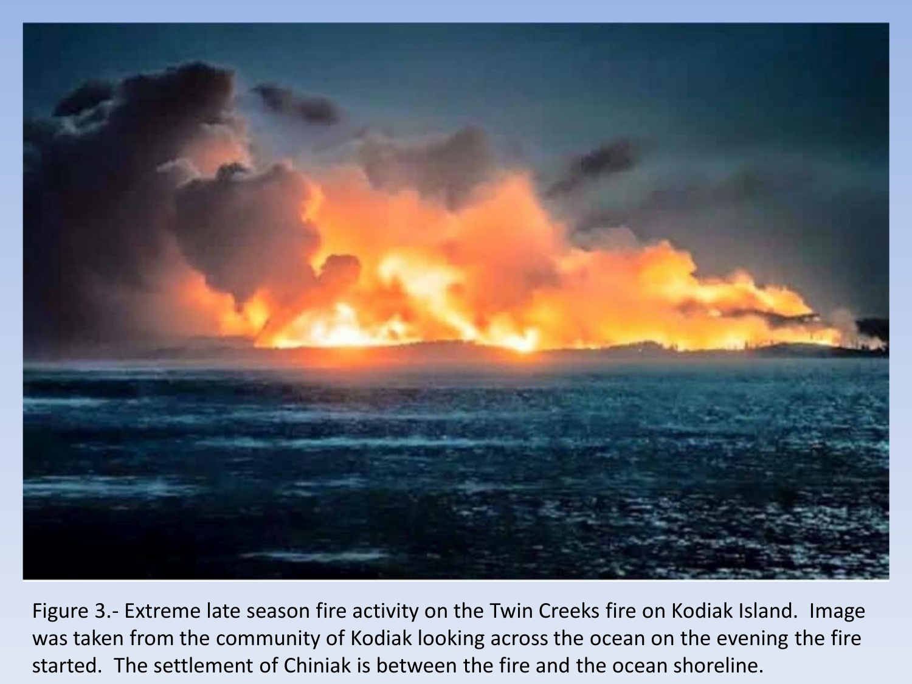Figure 3.- Extreme late season fire activity on the Twin Creeks fire on Kodiak Island. Image was taken from the community of Kodiak looking across the ocean on the evening the fire started. The settlement of Chiniak is between the fire and the ocean shoreline.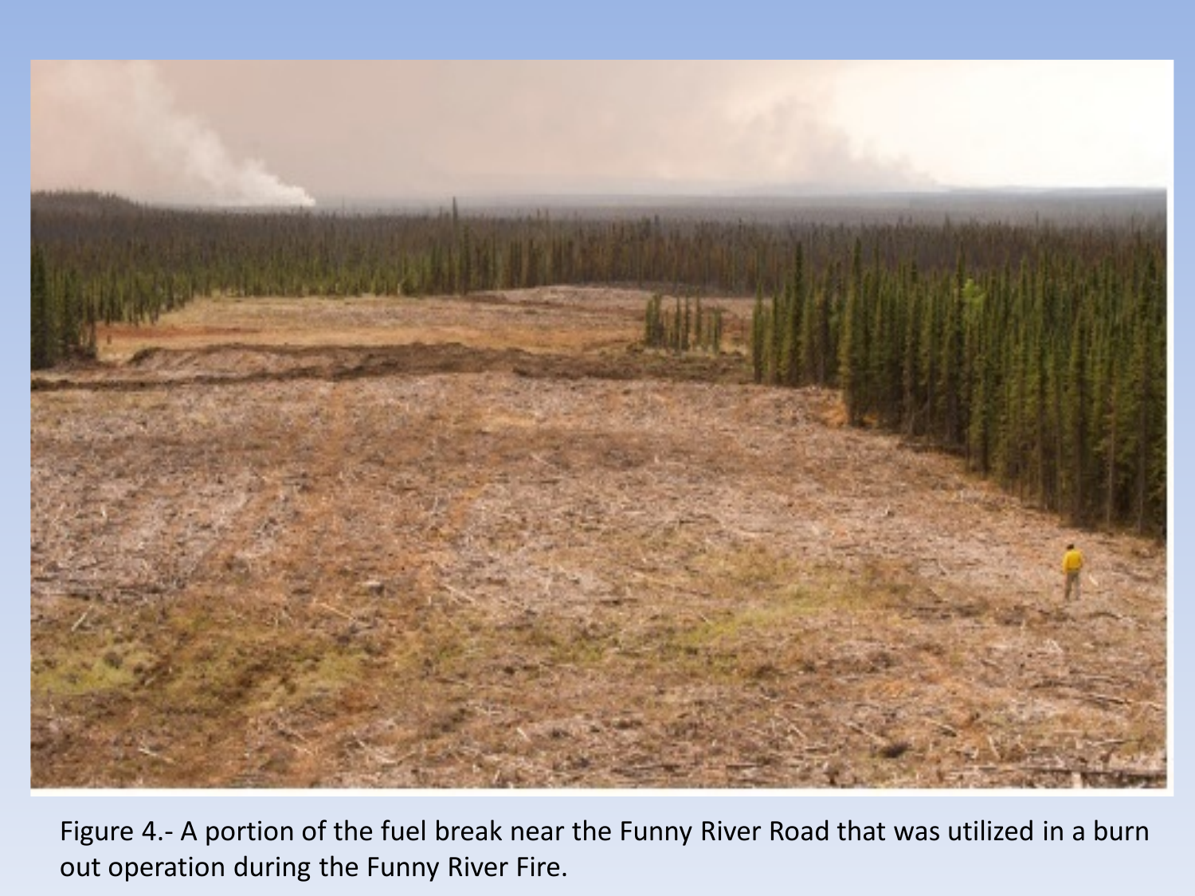Figure 4.- A portion of the fuel break near the Funny River Road that was utilized in a burn out operation during the Funny River Fire.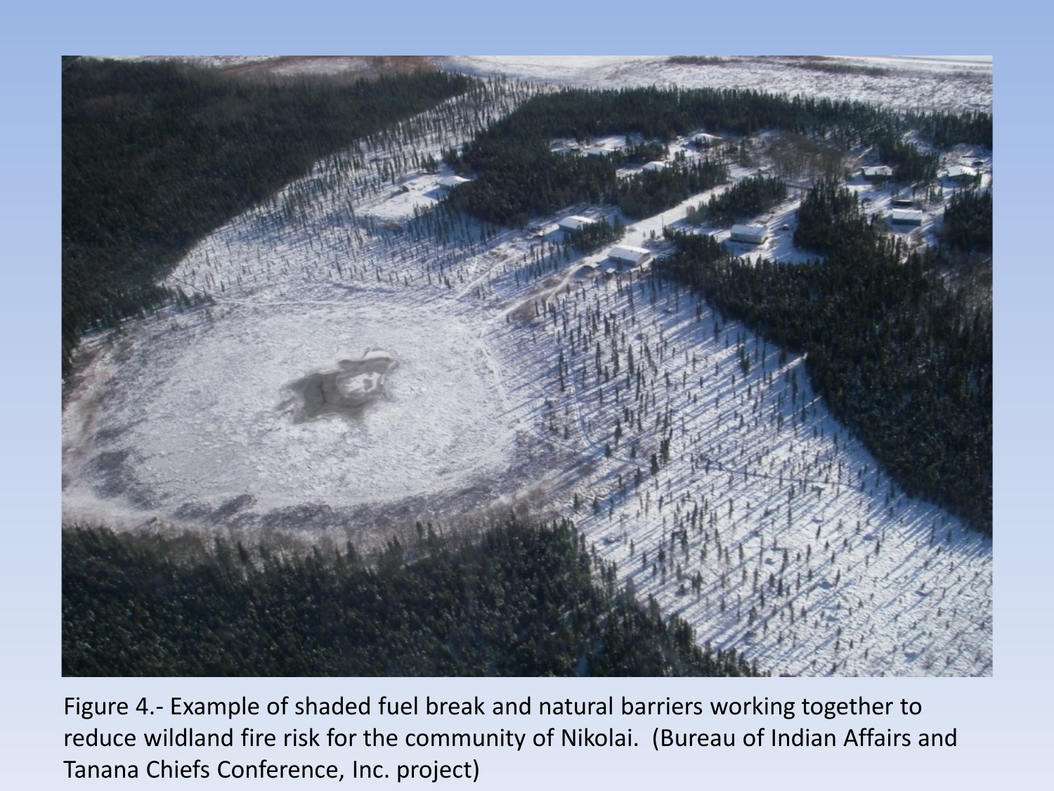Figure 4.- Example of shaded fuel break and natural barriers working together to reduce wildland fire risk for the community of Nikolai. (Bureau of Indian Affairs and Tanana Chiefs Conference, Inc. project)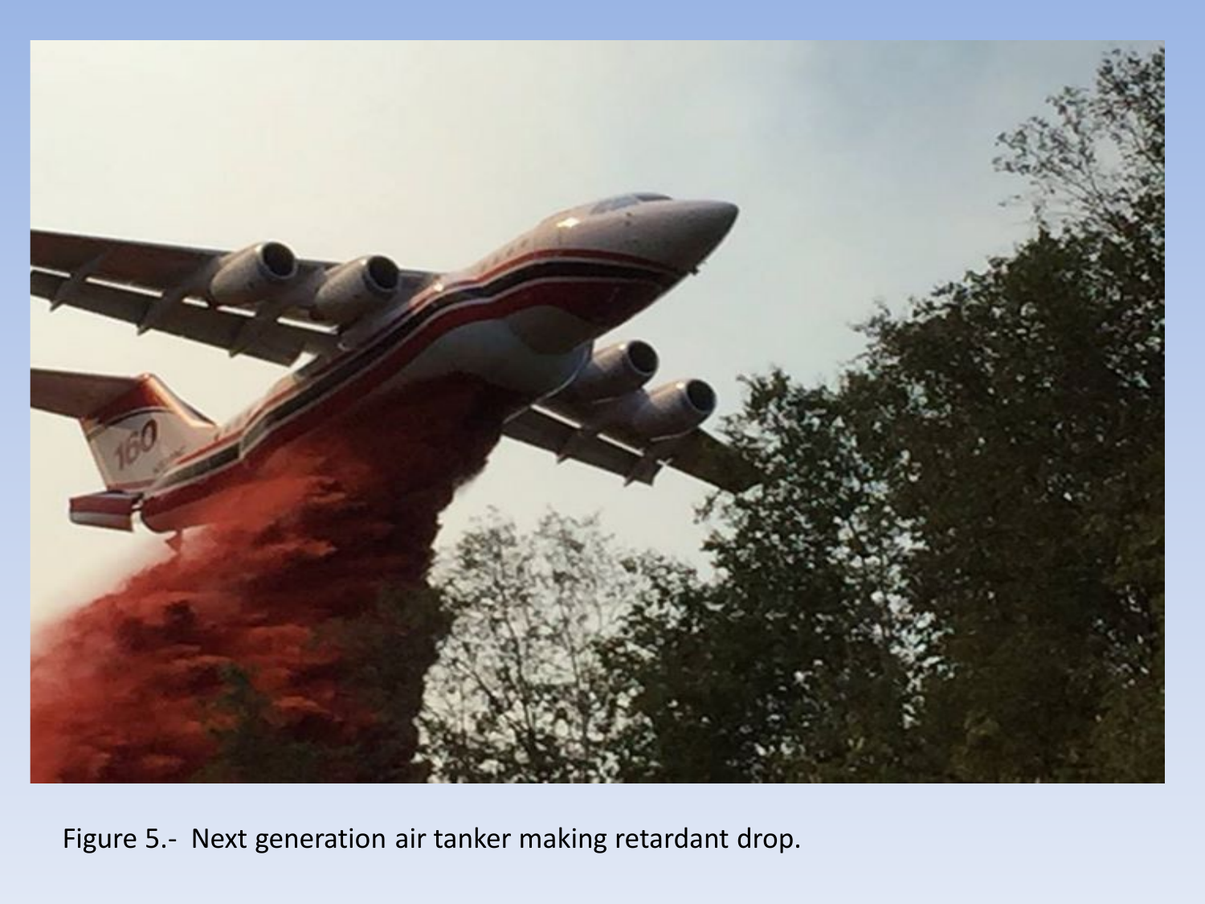Figure 5.- Next generation air tanker making retardant drop.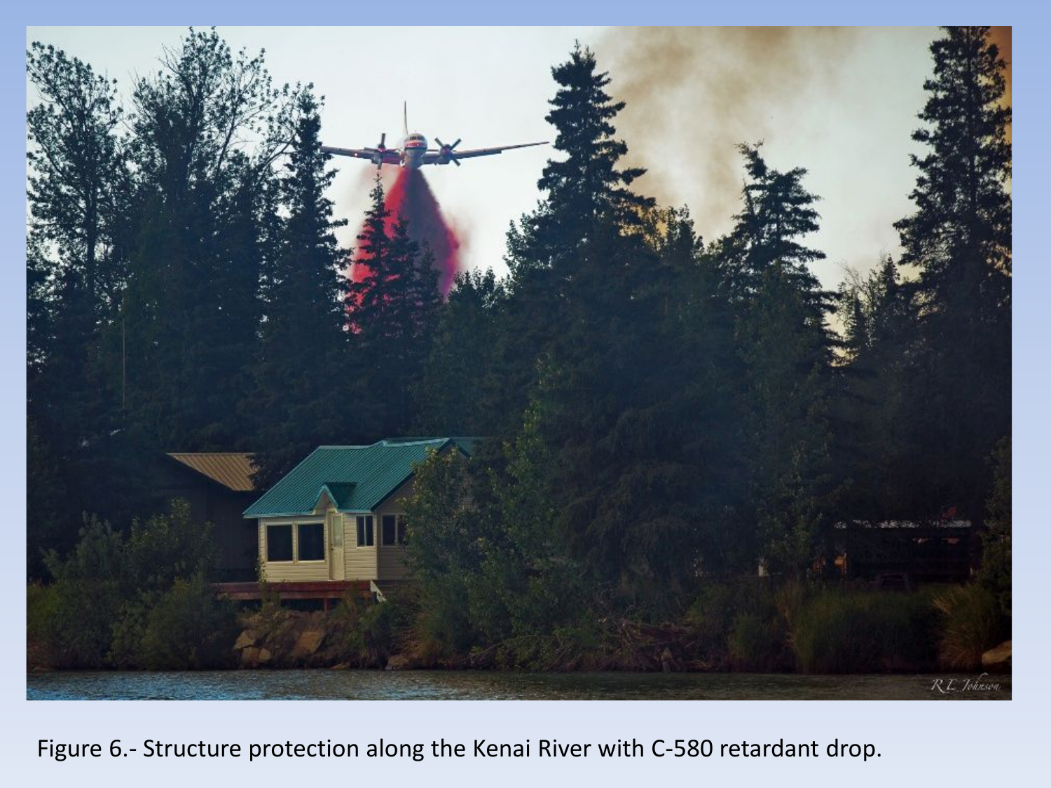Figure 6.- Structure protection along the Kenai River with C-580 retardant drop.